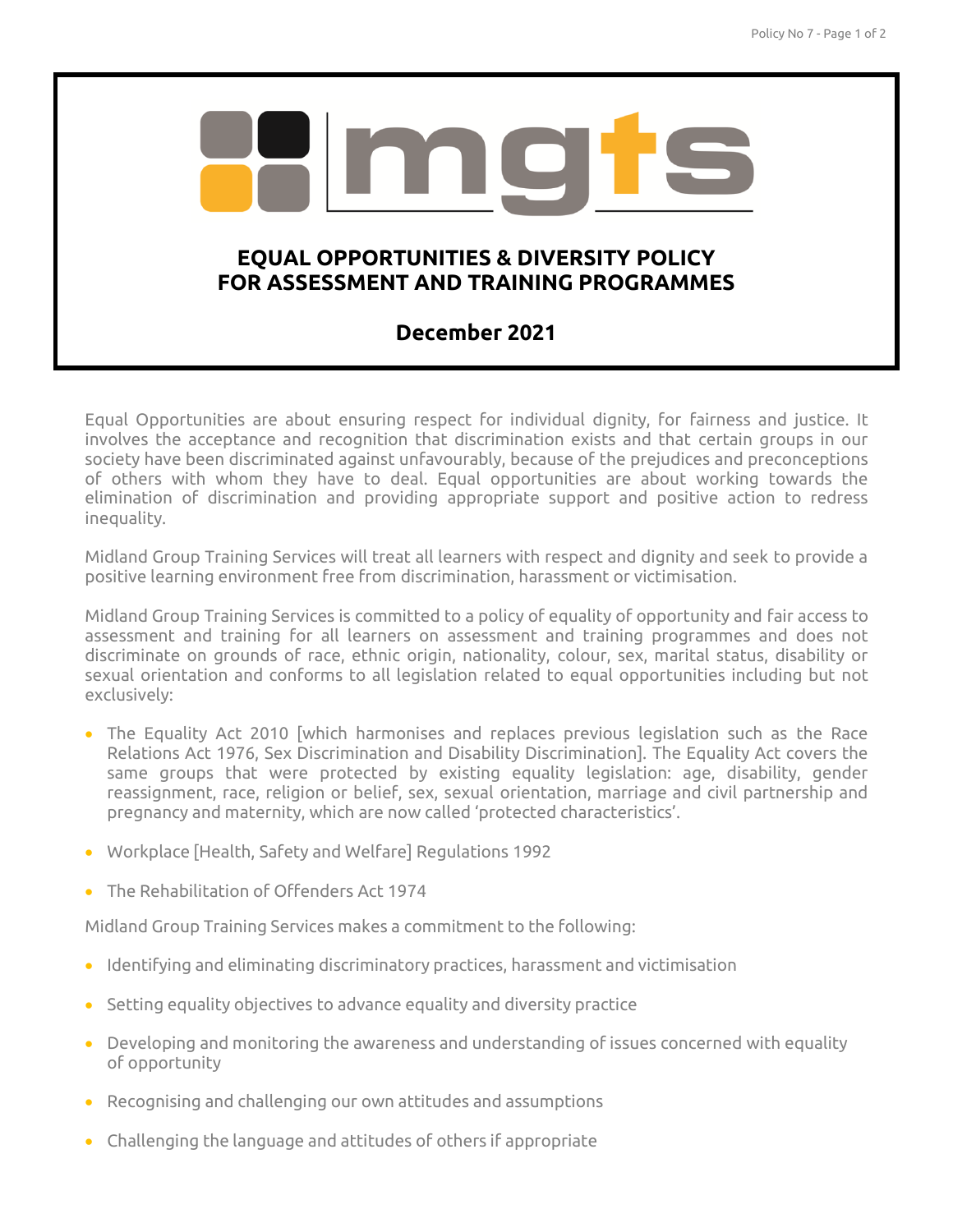# EQUAL OPPORTUNITIES & DIVERSITY POLICY FOR ASSESSMENT AND TRAINING PROGRAMMES

## December 2021

Equal Opportunities are about ensuring respect for individual dignity, for fairness and justice. It involves the acceptance and recognition that discrimination exists and that certain groups in our society have been discriminated against unfavourably, because of the prejudices and preconceptions of others with whom they have to deal. Equal opportunities are about working towards the elimination of discrimination and providing appropriate support and positive action to redress inequality.

Midland Group Training Services will treat all learners with respect and dignity and seek to provide a positive learning environment free from discrimination, harassment or victimisation.

Midland Group Training Services is committed to a policy of equality of opportunity and fair access to assessment and training for all learners on assessment and training programmes and does not discriminate on grounds of race, ethnic origin, nationality, colour, sex, marital status, disability or sexual orientation and conforms to all legislation related to equal opportunities including but not exclusively:

- The Equality Act 2010 [which harmonises and replaces previous legislation such as the Race Relations Act 1976, Sex Discrimination and Disability Discrimination]. The Equality Act covers the same groups that were protected by existing equality legislation: age, disability, gender reassignment, race, religion or belief, sex, sexual orientation, marriage and civil partnership and pregnancy and maternity, which are now called 'protected characteristics'.
- Workplace [Health, Safety and Welfare] Regulations 1992
- The Rehabilitation of Offenders Act 1974

Midland Group Training Services makes a commitment to the following:

- Identifying and eliminating discriminatory practices, harassment and victimisation
- Setting equality objectives to advance equality and diversity practice
- Developing and monitoring the awareness and understanding of issues concerned with equality of opportunity
- Recognising and challenging our own attitudes and assumptions
- Challenging the language and attitudes of others if appropriate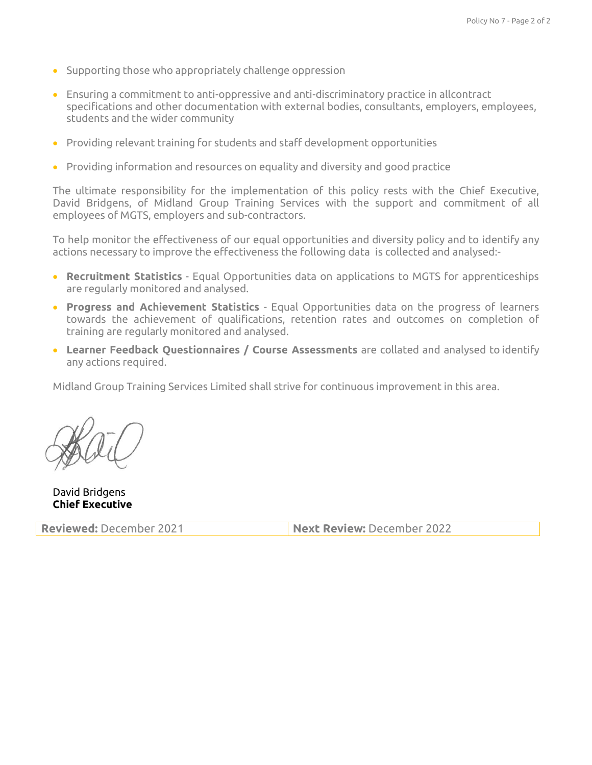- Supporting those who appropriately challenge oppression

- Ensuring a commitment to anti-oppressive and anti-discriminatory practice in allcontract specifications and other documentation with external bodies, consultants, employers, employees, students and the wider community

- Providing relevant training for students and staff development opportunities

- Providing information and resources on equality and diversity and good practice

The ultimate responsibility for the implementation of this policy rests with the Chief Executive, David Bridgens, of Midland Group Training Services with the support and commitment of all employees of MGTS, employers and sub-contractors.

To help monitor the effectiveness of our equal opportunities and diversity policy and to identify any actions necessary to improve the effectiveness the following data is collected and analysed:-

- **Recruitment Statistics** - Equal Opportunities data on applications to MGTS for apprenticeships are regularly monitored and analysed.
- **Progress and Achievement Statistics** - Equal Opportunities data on the progress of learners towards the achievement of qualifications, retention rates and outcomes on completion of training are regularly monitored and analysed.
- **Learner Feedback Questionnaires / Course Assessments** are collated and analysed to identify any actions required.

Midland Group Training Services Limited shall strive for continuous improvement in this area.

David Bridgens
**Chief Executive**

| | |
|---|---|
| **Reviewed:** December 2021 | **Next Review:** December 2022 |